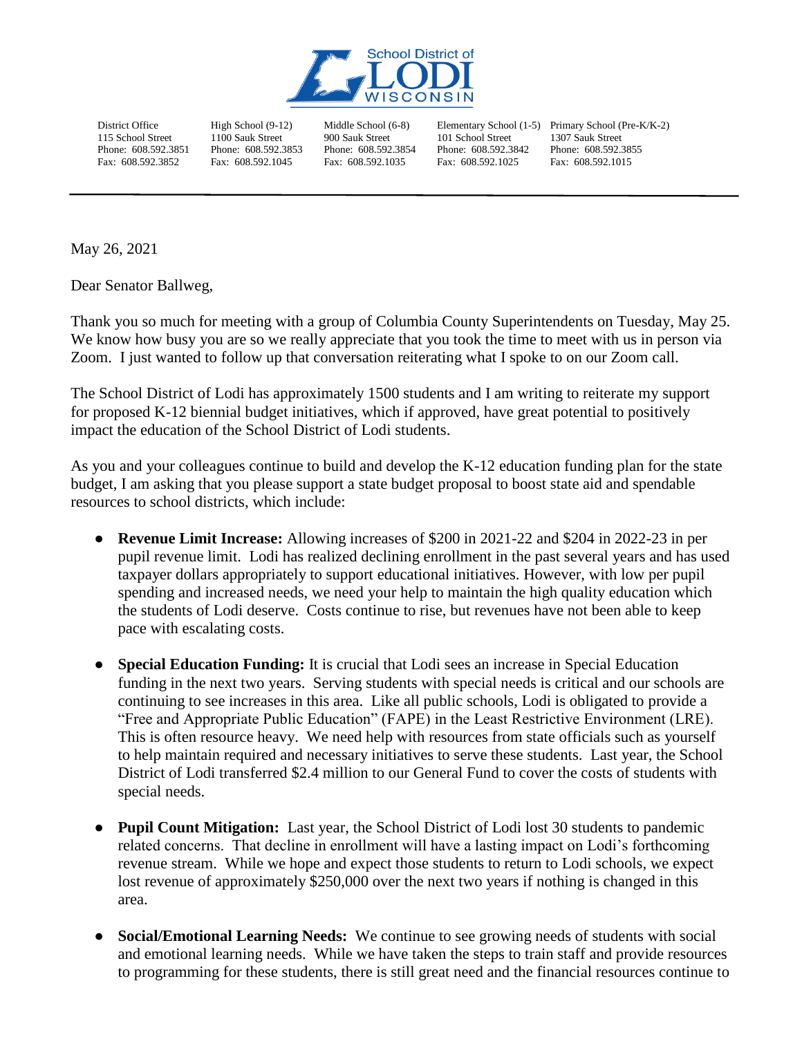School District of LODI WISCONSIN

| District Office | High School (9-12) | Middle School (6-8) | Elementary School (1-5) | Primary School (Pre-K/K-2) |
|---|---|---|---|---|
| 115 School Street | 1100 Sauk Street | 900 Sauk Street | 101 School Street | 1307 Sauk Street |
| Phone: 608.592.3851 | Phone: 608.592.3853 | Phone: 608.592.3854 | Phone: 608.592.3842 | Phone: 608.592.3855 |
| Fax: 608.592.3852 | Fax: 608.592.1045 | Fax: 608.592.1035 | Fax: 608.592.1025 | Fax: 608.592.1015 |

---

May 26, 2021

Dear Senator Ballweg,

Thank you so much for meeting with a group of Columbia County Superintendents on Tuesday, May 25. We know how busy you are so we really appreciate that you took the time to meet with us in person via Zoom. I just wanted to follow up that conversation reiterating what I spoke to on our Zoom call.

The School District of Lodi has approximately 1500 students and I am writing to reiterate my support for proposed K-12 biennial budget initiatives, which if approved, have great potential to positively impact the education of the School District of Lodi students.

As you and your colleagues continue to build and develop the K-12 education funding plan for the state budget, I am asking that you please support a state budget proposal to boost state aid and spendable resources to school districts, which include:

- **Revenue Limit Increase:** Allowing increases of $200 in 2021-22 and $204 in 2022-23 in per pupil revenue limit. Lodi has realized declining enrollment in the past several years and has used taxpayer dollars appropriately to support educational initiatives. However, with low per pupil spending and increased needs, we need your help to maintain the high quality education which the students of Lodi deserve. Costs continue to rise, but revenues have not been able to keep pace with escalating costs.

- **Special Education Funding:** It is crucial that Lodi sees an increase in Special Education funding in the next two years. Serving students with special needs is critical and our schools are continuing to see increases in this area. Like all public schools, Lodi is obligated to provide a "Free and Appropriate Public Education" (FAPE) in the Least Restrictive Environment (LRE). This is often resource heavy. We need help with resources from state officials such as yourself to help maintain required and necessary initiatives to serve these students. Last year, the School District of Lodi transferred $2.4 million to our General Fund to cover the costs of students with special needs.

- **Pupil Count Mitigation:** Last year, the School District of Lodi lost 30 students to pandemic related concerns. That decline in enrollment will have a lasting impact on Lodi's forthcoming revenue stream. While we hope and expect those students to return to Lodi schools, we expect lost revenue of approximately $250,000 over the next two years if nothing is changed in this area.

- **Social/Emotional Learning Needs:** We continue to see growing needs of students with social and emotional learning needs. While we have taken the steps to train staff and provide resources to programming for these students, there is still great need and the financial resources continue to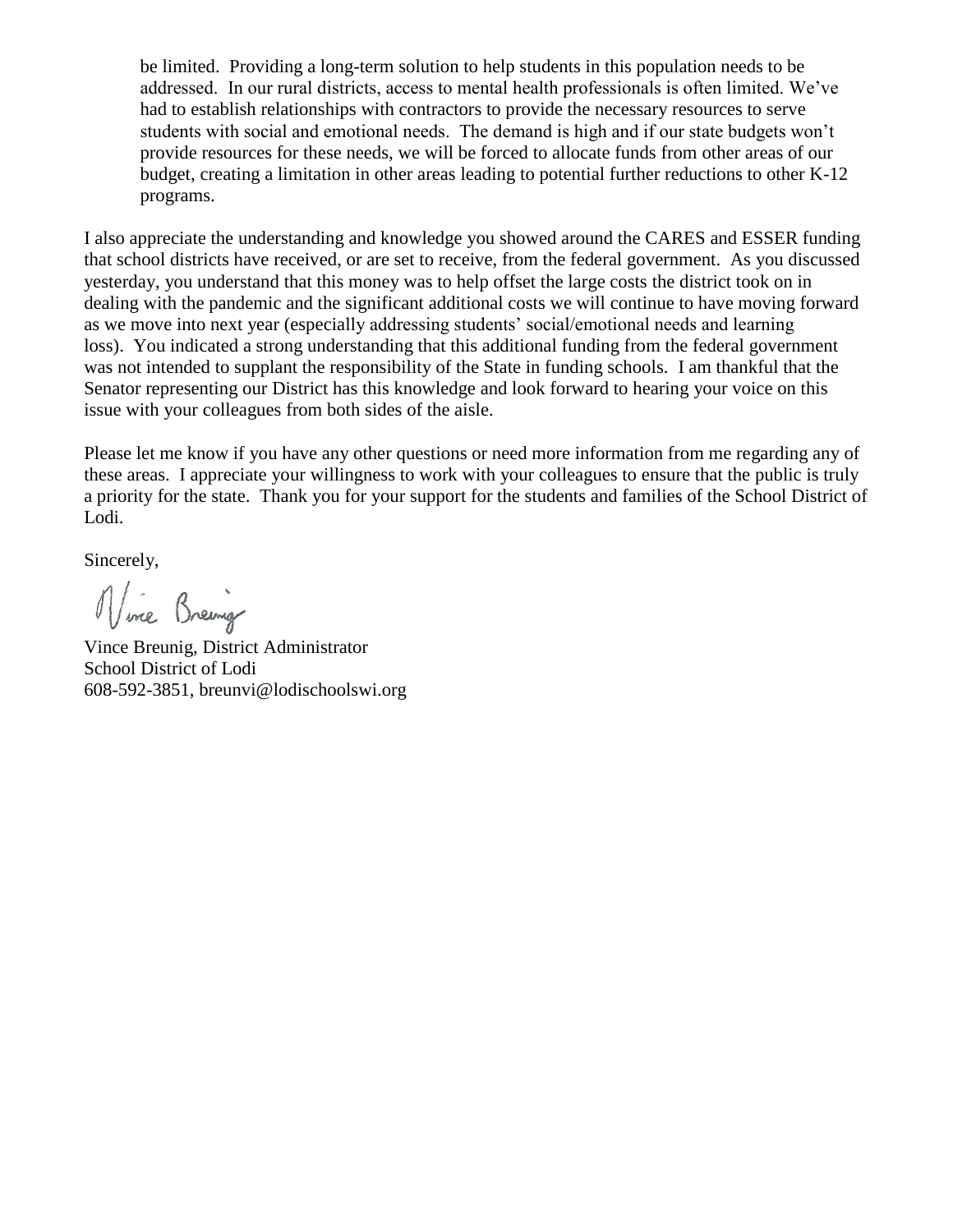be limited. Providing a long-term solution to help students in this population needs to be addressed. In our rural districts, access to mental health professionals is often limited. We've had to establish relationships with contractors to provide the necessary resources to serve students with social and emotional needs. The demand is high and if our state budgets won't provide resources for these needs, we will be forced to allocate funds from other areas of our budget, creating a limitation in other areas leading to potential further reductions to other K-12 programs.

I also appreciate the understanding and knowledge you showed around the CARES and ESSER funding that school districts have received, or are set to receive, from the federal government. As you discussed yesterday, you understand that this money was to help offset the large costs the district took on in dealing with the pandemic and the significant additional costs we will continue to have moving forward as we move into next year (especially addressing students' social/emotional needs and learning loss). You indicated a strong understanding that this additional funding from the federal government was not intended to supplant the responsibility of the State in funding schools. I am thankful that the Senator representing our District has this knowledge and look forward to hearing your voice on this issue with your colleagues from both sides of the aisle.

Please let me know if you have any other questions or need more information from me regarding any of these areas. I appreciate your willingness to work with your colleagues to ensure that the public is truly a priority for the state. Thank you for your support for the students and families of the School District of Lodi.

Sincerely,

Vince Breunig

Vince Breunig, District Administrator
School District of Lodi
608-592-3851, breunvi@lodischoolswi.org